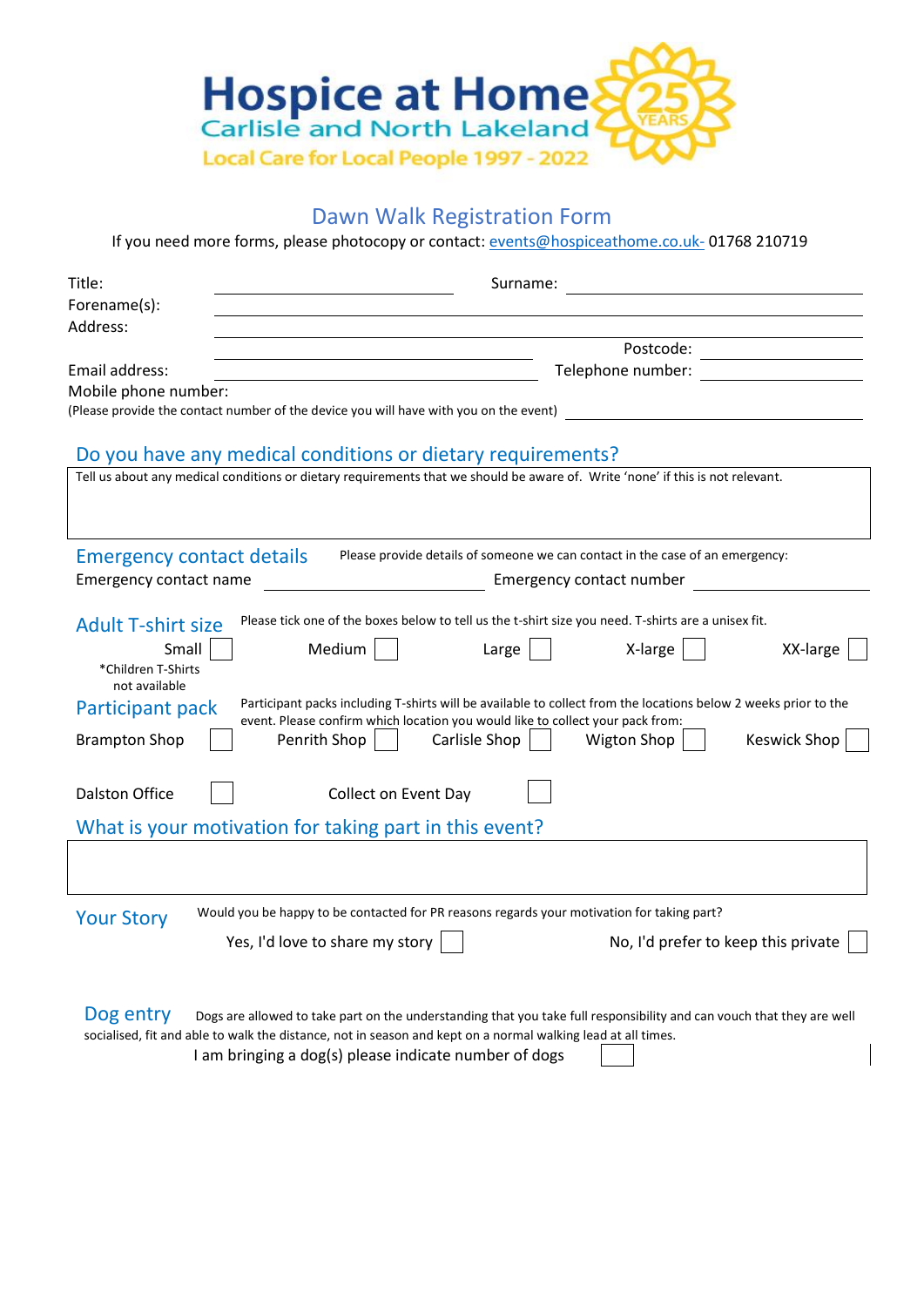**Hospice at Home**
Carlisle and North Lakeland
Local Care for Local People 1997 - 2022

25 YEARS

# Dawn Walk Registration Form

If you need more forms, please photocopy or contact: events@hospiceathome.co.uk- 01768 210719

Title: ______________________ Surname: ______________________

Forename(s): ______________________

Address: ______________________

______________________ Postcode: ______________________

Email address: ______________________ Telephone number: ______________________

Mobile phone number:
(Please provide the contact number of the device you will have with you on the event) ______________________

## Do you have any medical conditions or dietary requirements?

Tell us about any medical conditions or dietary requirements that we should be aware of. Write 'none' if this is not relevant.

## Emergency contact details

Please provide details of someone we can contact in the case of an emergency:

Emergency contact name ______________________ Emergency contact number ______________________

## Adult T-shirt size

Please tick one of the boxes below to tell us the t-shirt size you need. T-shirts are a unisex fit.

Small ☐ Medium ☐ Large ☐ X-large ☐ XX-large ☐

*Children T-Shirts not available

## Participant pack

Participant packs including T-shirts will be available to collect from the locations below 2 weeks prior to the event. Please confirm which location you would like to collect your pack from:

Brampton Shop ☐ Penrith Shop ☐ Carlisle Shop ☐ Wigton Shop ☐ Keswick Shop ☐

Dalston Office ☐ Collect on Event Day ☐

## What is your motivation for taking part in this event?

## Your Story

Would you be happy to be contacted for PR reasons regards your motivation for taking part?

Yes, I'd love to share my story ☐ No, I'd prefer to keep this private ☐

## Dog entry

Dogs are allowed to take part on the understanding that you take full responsibility and can vouch that they are well socialised, fit and able to walk the distance, not in season and kept on a normal walking lead at all times.

I am bringing a dog(s) please indicate number of dogs ☐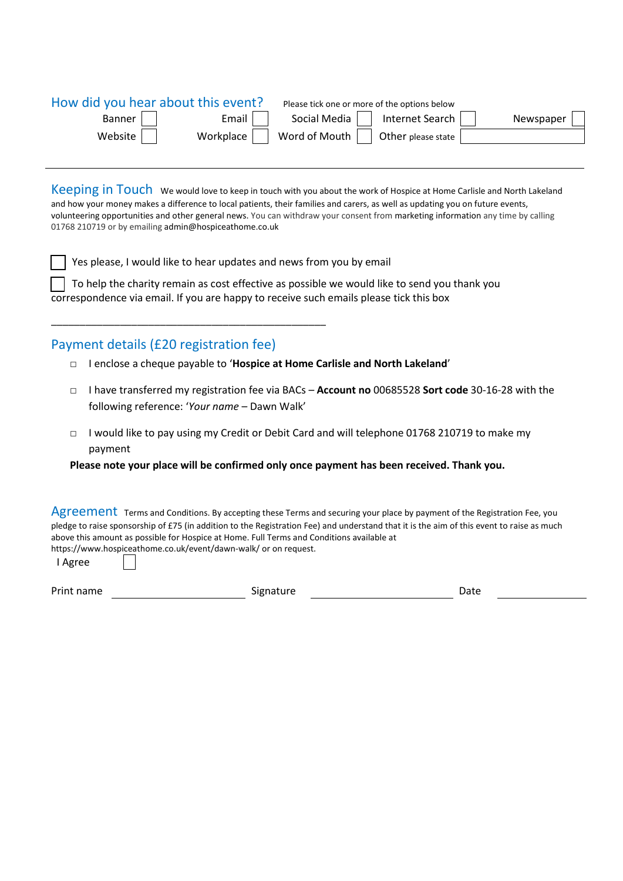## How did you hear about this event?

Please tick one or more of the options below

| | | | | |
|---|---|---|---|---|
| Banner ☐ | Email ☐ | Social Media ☐ | Internet Search ☐ | Newspaper ☐ |
| Website ☐ | Workplace ☐ | Word of Mouth ☐ | Other please state ☐ | |

---

## Keeping in Touch

We would love to keep in touch with you about the work of Hospice at Home Carlisle and North Lakeland and how your money makes a difference to local patients, their families and carers, as well as updating you on future events, volunteering opportunities and other general news. You can withdraw your consent from marketing information any time by calling 01768 210719 or by emailing admin@hospiceathome.co.uk

☐ Yes please, I would like to hear updates and news from you by email

☐ To help the charity remain as cost effective as possible we would like to send you thank you correspondence via email. If you are happy to receive such emails please tick this box

---

## Payment details (£20 registration fee)

- ☐ I enclose a cheque payable to '**Hospice at Home Carlisle and North Lakeland**'
- ☐ I have transferred my registration fee via BACs – **Account no** 00685528 **Sort code** 30-16-28 with the following reference: '*Your name* – Dawn Walk'
- ☐ I would like to pay using my Credit or Debit Card and will telephone 01768 210719 to make my payment

**Please note your place will be confirmed only once payment has been received. Thank you.**

## Agreement

Terms and Conditions. By accepting these Terms and securing your place by payment of the Registration Fee, you pledge to raise sponsorship of £75 (in addition to the Registration Fee) and understand that it is the aim of this event to raise as much above this amount as possible for Hospice at Home. Full Terms and Conditions available at https://www.hospiceathome.co.uk/event/dawn-walk/ or on request.

I Agree ☐

Print name ______________________ Signature ______________________ Date ______________